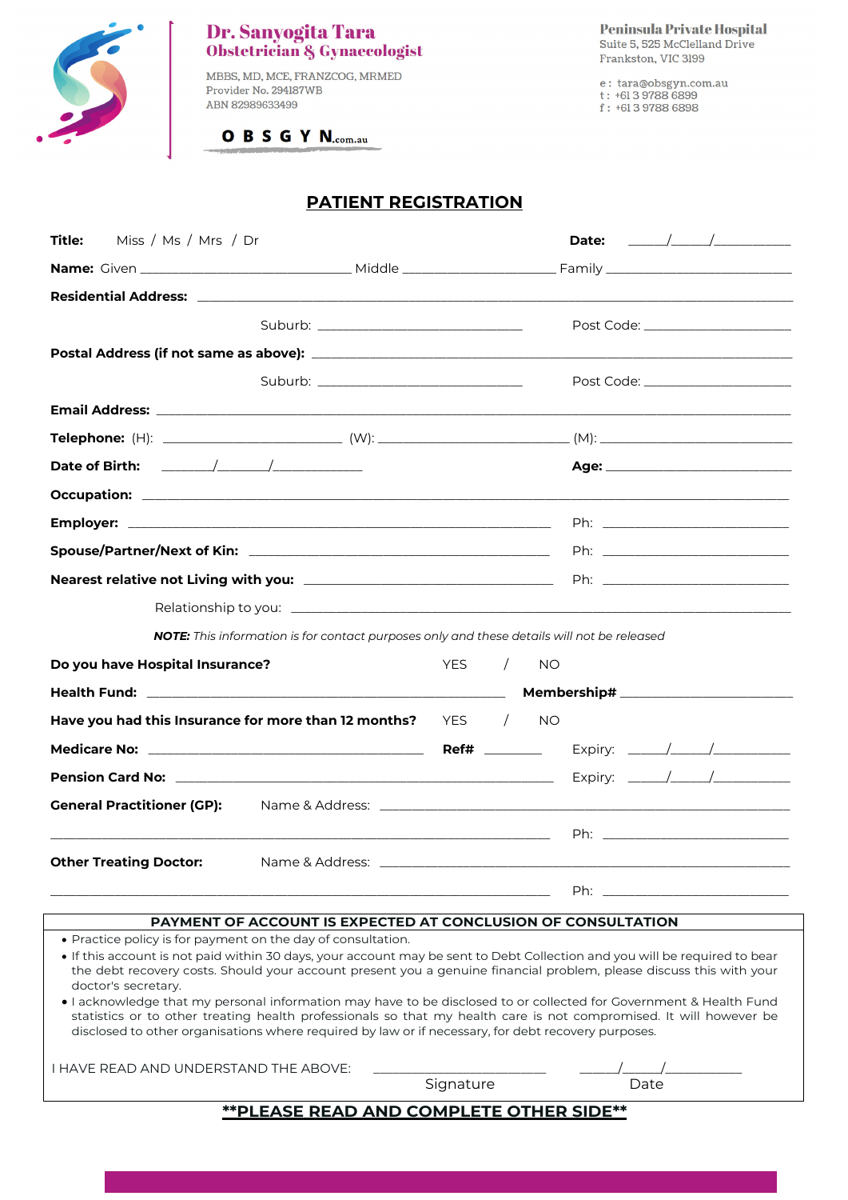**Dr. Sanyogita Tara**
**Obstetrician & Gynaecologist**

MBBS, MD, MCE, FRANZCOG, MRMED
Provider No. 294187WB
ABN 82989633499

OBSGYN.com.au

**Peninsula Private Hospital**
Suite 5, 525 McClelland Drive
Frankston, VIC 3199

e: tara@obsgyn.com.au
t: +61 3 9788 6899
f: +61 3 9788 6898

# PATIENT REGISTRATION

**Title:** Miss / Ms / Mrs / Dr **Date:** \_\_\_\_\_/\_\_\_\_\_/\_\_\_\_\_\_\_\_\_\_

**Name:** Given \_\_\_\_\_\_\_\_\_\_\_\_\_\_\_\_\_\_\_\_ Middle \_\_\_\_\_\_\_\_\_\_\_\_\_\_\_\_\_\_\_\_ Family \_\_\_\_\_\_\_\_\_\_\_\_\_\_\_\_\_\_\_\_

**Residential Address:** \_\_\_\_\_\_\_\_\_\_\_\_\_\_\_\_\_\_\_\_\_\_\_\_\_\_\_\_\_\_\_\_\_\_\_\_\_\_\_\_

Suburb: \_\_\_\_\_\_\_\_\_\_\_\_\_\_\_\_\_\_\_\_ Post Code: \_\_\_\_\_\_\_\_\_\_\_\_\_\_\_\_\_\_\_\_

**Postal Address (if not same as above):** \_\_\_\_\_\_\_\_\_\_\_\_\_\_\_\_\_\_\_\_\_\_\_\_\_\_\_\_\_\_\_\_\_\_\_\_\_\_\_\_

Suburb: \_\_\_\_\_\_\_\_\_\_\_\_\_\_\_\_\_\_\_\_ Post Code: \_\_\_\_\_\_\_\_\_\_\_\_\_\_\_\_\_\_\_\_

**Email Address:** \_\_\_\_\_\_\_\_\_\_\_\_\_\_\_\_\_\_\_\_\_\_\_\_\_\_\_\_\_\_\_\_\_\_\_\_\_\_\_\_

**Telephone:** (H): \_\_\_\_\_\_\_\_\_\_\_\_\_\_\_\_\_\_\_\_ (W): \_\_\_\_\_\_\_\_\_\_\_\_\_\_\_\_\_\_\_\_ (M): \_\_\_\_\_\_\_\_\_\_\_\_\_\_\_\_\_\_\_\_

**Date of Birth:** \_\_\_\_\_\_\_/\_\_\_\_\_\_\_/\_\_\_\_\_\_\_\_\_\_ **Age:** \_\_\_\_\_\_\_\_\_\_\_\_\_\_\_\_\_\_\_\_

**Occupation:** \_\_\_\_\_\_\_\_\_\_\_\_\_\_\_\_\_\_\_\_\_\_\_\_\_\_\_\_\_\_\_\_\_\_\_\_\_\_\_\_

**Employer:** \_\_\_\_\_\_\_\_\_\_\_\_\_\_\_\_\_\_\_\_\_\_\_\_\_\_\_\_\_\_\_\_\_\_\_\_\_\_\_\_ Ph: \_\_\_\_\_\_\_\_\_\_\_\_\_\_\_\_\_\_\_\_

**Spouse/Partner/Next of Kin:** \_\_\_\_\_\_\_\_\_\_\_\_\_\_\_\_\_\_\_\_\_\_\_\_\_\_\_\_\_\_\_\_\_\_\_\_\_\_\_\_ Ph: \_\_\_\_\_\_\_\_\_\_\_\_\_\_\_\_\_\_\_\_

**Nearest relative not Living with you:** \_\_\_\_\_\_\_\_\_\_\_\_\_\_\_\_\_\_\_\_\_\_\_\_\_\_\_\_\_\_\_\_\_\_\_\_\_\_\_\_ Ph: \_\_\_\_\_\_\_\_\_\_\_\_\_\_\_\_\_\_\_\_

Relationship to you: \_\_\_\_\_\_\_\_\_\_\_\_\_\_\_\_\_\_\_\_\_\_\_\_\_\_\_\_\_\_\_\_\_\_\_\_\_\_\_\_

***NOTE:*** *This information is for contact purposes only and these details will not be released*

**Do you have Hospital Insurance?** YES / NO

**Health Fund:** \_\_\_\_\_\_\_\_\_\_\_\_\_\_\_\_\_\_\_\_\_\_\_\_\_\_\_\_\_\_\_\_\_\_\_\_\_\_\_\_ **Membership#** \_\_\_\_\_\_\_\_\_\_\_\_\_\_\_\_\_\_\_\_

**Have you had this Insurance for more than 12 months?** YES / NO

**Medicare No:** \_\_\_\_\_\_\_\_\_\_\_\_\_\_\_\_\_\_\_\_\_\_\_\_\_\_\_\_\_\_\_\_\_\_\_\_\_\_\_\_ **Ref#** \_\_\_\_\_\_\_\_ Expiry: \_\_\_\_\_/\_\_\_\_\_/\_\_\_\_\_\_\_\_\_\_

**Pension Card No:** \_\_\_\_\_\_\_\_\_\_\_\_\_\_\_\_\_\_\_\_\_\_\_\_\_\_\_\_\_\_\_\_\_\_\_\_\_\_\_\_ Expiry: \_\_\_\_\_/\_\_\_\_\_/\_\_\_\_\_\_\_\_\_\_

**General Practitioner (GP):** Name & Address: \_\_\_\_\_\_\_\_\_\_\_\_\_\_\_\_\_\_\_\_\_\_\_\_\_\_\_\_\_\_\_\_\_\_\_\_\_\_\_\_

\_\_\_\_\_\_\_\_\_\_\_\_\_\_\_\_\_\_\_\_\_\_\_\_\_\_\_\_\_\_\_\_\_\_\_\_\_\_\_\_ Ph: \_\_\_\_\_\_\_\_\_\_\_\_\_\_\_\_\_\_\_\_

**Other Treating Doctor:** Name & Address: \_\_\_\_\_\_\_\_\_\_\_\_\_\_\_\_\_\_\_\_\_\_\_\_\_\_\_\_\_\_\_\_\_\_\_\_\_\_\_\_

\_\_\_\_\_\_\_\_\_\_\_\_\_\_\_\_\_\_\_\_\_\_\_\_\_\_\_\_\_\_\_\_\_\_\_\_\_\_\_\_ Ph: \_\_\_\_\_\_\_\_\_\_\_\_\_\_\_\_\_\_\_\_

**PAYMENT OF ACCOUNT IS EXPECTED AT CONCLUSION OF CONSULTATION**

- Practice policy is for payment on the day of consultation.
- If this account is not paid within 30 days, your account may be sent to Debt Collection and you will be required to bear the debt recovery costs. Should your account present you a genuine financial problem, please discuss this with your doctor's secretary.
- I acknowledge that my personal information may have to be disclosed to or collected for Government & Health Fund statistics or to other treating health professionals so that my health care is not compromised. It will however be disclosed to other organisations where required by law or if necessary, for debt recovery purposes.

I HAVE READ AND UNDERSTAND THE ABOVE: \_\_\_\_\_\_\_\_\_\_\_\_\_\_\_\_\_\_\_\_ \_\_\_\_\_/\_\_\_\_\_/\_\_\_\_\_\_\_\_\_\_

Signature Date

**\*\*PLEASE READ AND COMPLETE OTHER SIDE\*\***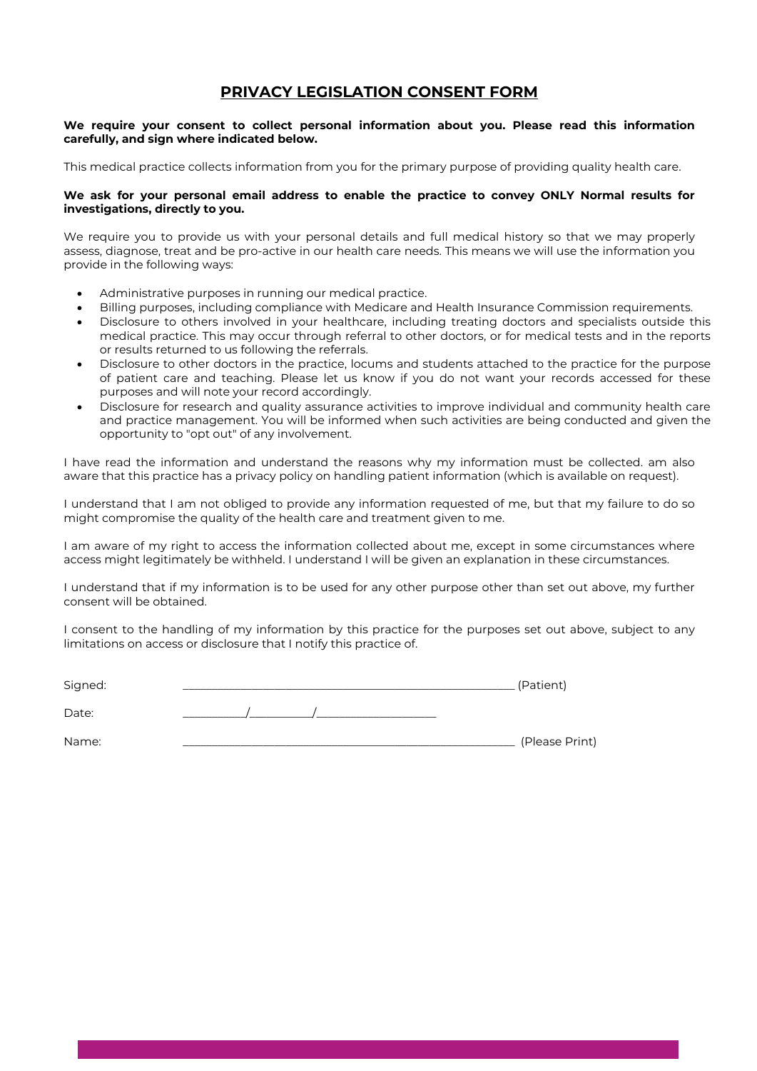# PRIVACY LEGISLATION CONSENT FORM

**We require your consent to collect personal information about you. Please read this information carefully, and sign where indicated below.**

This medical practice collects information from you for the primary purpose of providing quality health care.

**We ask for your personal email address to enable the practice to convey ONLY Normal results for investigations, directly to you.**

We require you to provide us with your personal details and full medical history so that we may properly assess, diagnose, treat and be pro-active in our health care needs. This means we will use the information you provide in the following ways:

- Administrative purposes in running our medical practice.
- Billing purposes, including compliance with Medicare and Health Insurance Commission requirements.
- Disclosure to others involved in your healthcare, including treating doctors and specialists outside this medical practice. This may occur through referral to other doctors, or for medical tests and in the reports or results returned to us following the referrals.
- Disclosure to other doctors in the practice, locums and students attached to the practice for the purpose of patient care and teaching. Please let us know if you do not want your records accessed for these purposes and will note your record accordingly.
- Disclosure for research and quality assurance activities to improve individual and community health care and practice management. You will be informed when such activities are being conducted and given the opportunity to "opt out" of any involvement.

I have read the information and understand the reasons why my information must be collected. am also aware that this practice has a privacy policy on handling patient information (which is available on request).

I understand that I am not obliged to provide any information requested of me, but that my failure to do so might compromise the quality of the health care and treatment given to me.

I am aware of my right to access the information collected about me, except in some circumstances where access might legitimately be withheld. I understand I will be given an explanation in these circumstances.

I understand that if my information is to be used for any other purpose other than set out above, my further consent will be obtained.

I consent to the handling of my information by this practice for the purposes set out above, subject to any limitations on access or disclosure that I notify this practice of.

Signed: ______________________________________________ (Patient)

Date: __________/__________/____________________

Name: ______________________________________________ (Please Print)